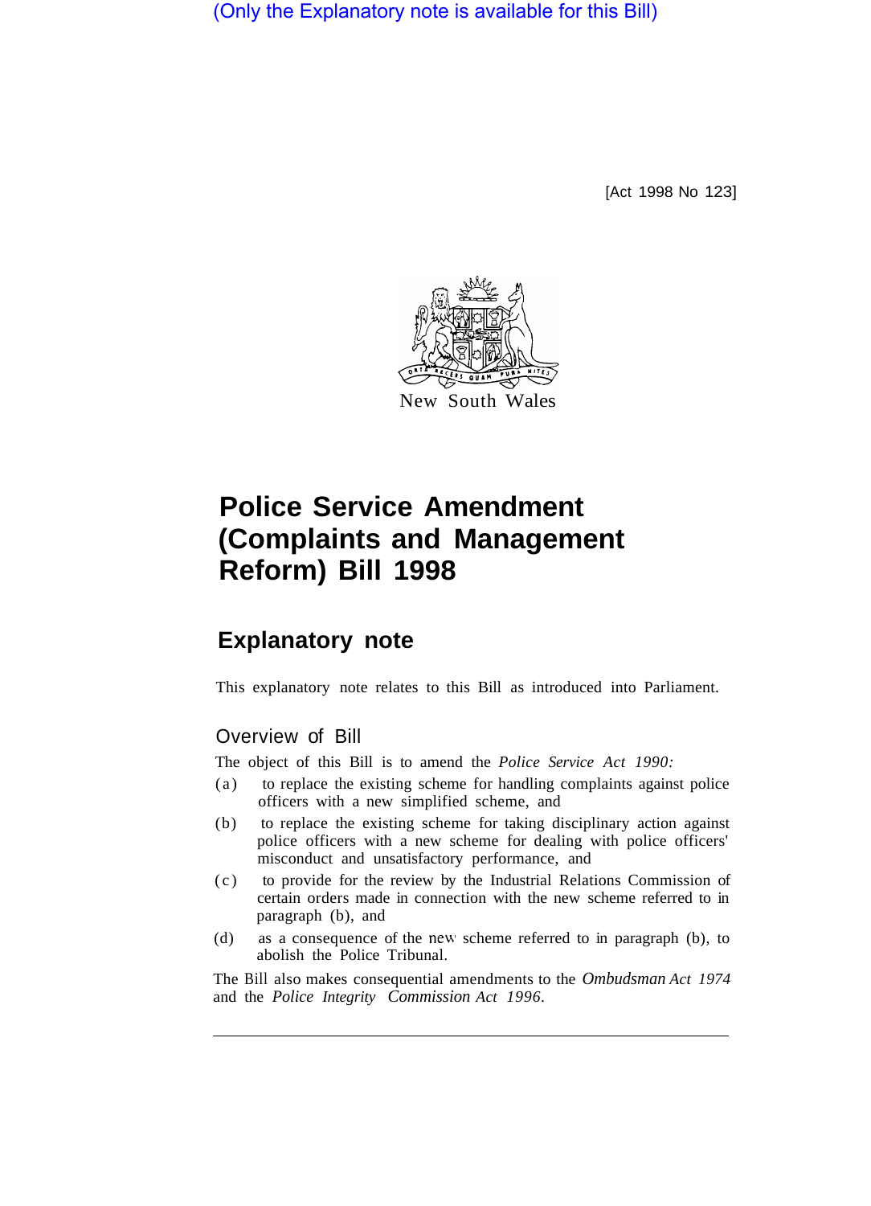(Only the Explanatory note is available for this Bill)

[Act 1998 No 123]

New South Wales

# Police Service Amendment (Complaints and Management Reform) Bill 1998

## Explanatory note

This explanatory note relates to this Bill as introduced into Parliament.

### Overview of Bill

The object of this Bill is to amend the *Police Service Act 1990:*

(a) to replace the existing scheme for handling complaints against police officers with a new simplified scheme, and

(b) to replace the existing scheme for taking disciplinary action against police officers with a new scheme for dealing with police officers' misconduct and unsatisfactory performance, and

(c) to provide for the review by the Industrial Relations Commission of certain orders made in connection with the new scheme referred to in paragraph (b), and

(d) as a consequence of the new scheme referred to in paragraph (b), to abolish the Police Tribunal.

The Bill also makes consequential amendments to the *Ombudsman Act 1974* and the *Police Integrity Commission Act 1996*.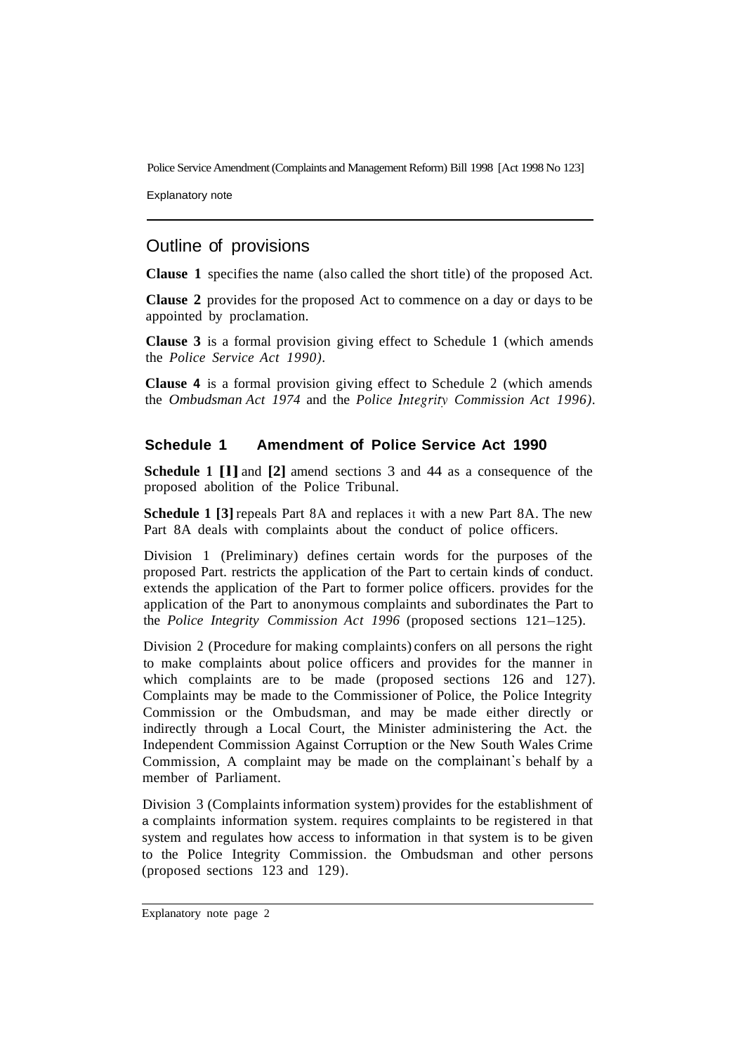## Outline of provisions

**Clause 1** specifies the name (also called the short title) of the proposed Act.

**Clause 2** provides for the proposed Act to commence on a day or days to be appointed by proclamation.

**Clause 3** is a formal provision giving effect to Schedule 1 (which amends the *Police Service Act 1990)*.

**Clause 4** is a formal provision giving effect to Schedule 2 (which amends the *Ombudsman Act 1974* and the *Police Integrity Commission Act 1996)*.

### Schedule 1 Amendment of Police Service Act 1990

**Schedule 1 [1]** and **[2]** amend sections 3 and 44 as a consequence of the proposed abolition of the Police Tribunal.

**Schedule 1 [3]** repeals Part 8A and replaces it with a new Part 8A. The new Part 8A deals with complaints about the conduct of police officers.

Division 1 (Preliminary) defines certain words for the purposes of the proposed Part. restricts the application of the Part to certain kinds of conduct. extends the application of the Part to former police officers. provides for the application of the Part to anonymous complaints and subordinates the Part to the *Police Integrity Commission Act 1996* (proposed sections 121–125).

Division 2 (Procedure for making complaints) confers on all persons the right to make complaints about police officers and provides for the manner in which complaints are to be made (proposed sections 126 and 127). Complaints may be made to the Commissioner of Police, the Police Integrity Commission or the Ombudsman, and may be made either directly or indirectly through a Local Court, the Minister administering the Act. the Independent Commission Against Corruption or the New South Wales Crime Commission, A complaint may be made on the complainant's behalf by a member of Parliament.

Division 3 (Complaints information system) provides for the establishment of a complaints information system. requires complaints to be registered in that system and regulates how access to information in that system is to be given to the Police Integrity Commission. the Ombudsman and other persons (proposed sections 123 and 129).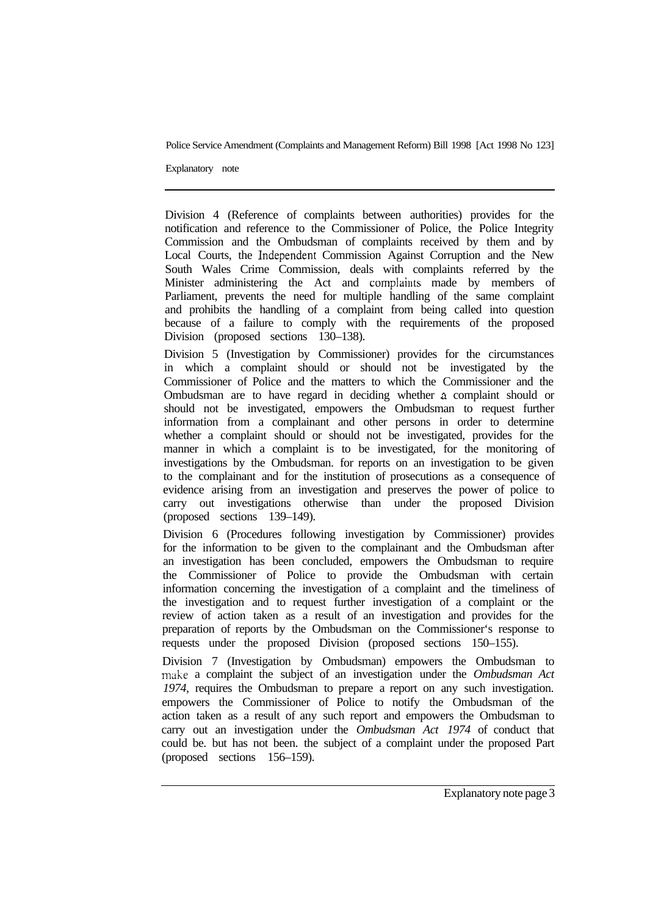Division 4 (Reference of complaints between authorities) provides for the notification and reference to the Commissioner of Police, the Police Integrity Commission and the Ombudsman of complaints received by them and by Local Courts, the Independent Commission Against Corruption and the New South Wales Crime Commission, deals with complaints referred by the Minister administering the Act and complaints made by members of Parliament, prevents the need for multiple handling of the same complaint and prohibits the handling of a complaint from being called into question because of a failure to comply with the requirements of the proposed Division (proposed sections 130–138).

Division 5 (Investigation by Commissioner) provides for the circumstances in which a complaint should or should not be investigated by the Commissioner of Police and the matters to which the Commissioner and the Ombudsman are to have regard in deciding whether a complaint should or should not be investigated, empowers the Ombudsman to request further information from a complainant and other persons in order to determine whether a complaint should or should not be investigated, provides for the manner in which a complaint is to be investigated, for the monitoring of investigations by the Ombudsman. for reports on an investigation to be given to the complainant and for the institution of prosecutions as a consequence of evidence arising from an investigation and preserves the power of police to carry out investigations otherwise than under the proposed Division (proposed sections 139–149).

Division 6 (Procedures following investigation by Commissioner) provides for the information to be given to the complainant and the Ombudsman after an investigation has been concluded, empowers the Ombudsman to require the Commissioner of Police to provide the Ombudsman with certain information concerning the investigation of a complaint and the timeliness of the investigation and to request further investigation of a complaint or the review of action taken as a result of an investigation and provides for the preparation of reports by the Ombudsman on the Commissioner's response to requests under the proposed Division (proposed sections 150–155).

Division 7 (Investigation by Ombudsman) empowers the Ombudsman to make a complaint the subject of an investigation under the *Ombudsman Act 1974*, requires the Ombudsman to prepare a report on any such investigation. empowers the Commissioner of Police to notify the Ombudsman of the action taken as a result of any such report and empowers the Ombudsman to carry out an investigation under the *Ombudsman Act 1974* of conduct that could be. but has not been. the subject of a complaint under the proposed Part (proposed sections 156–159).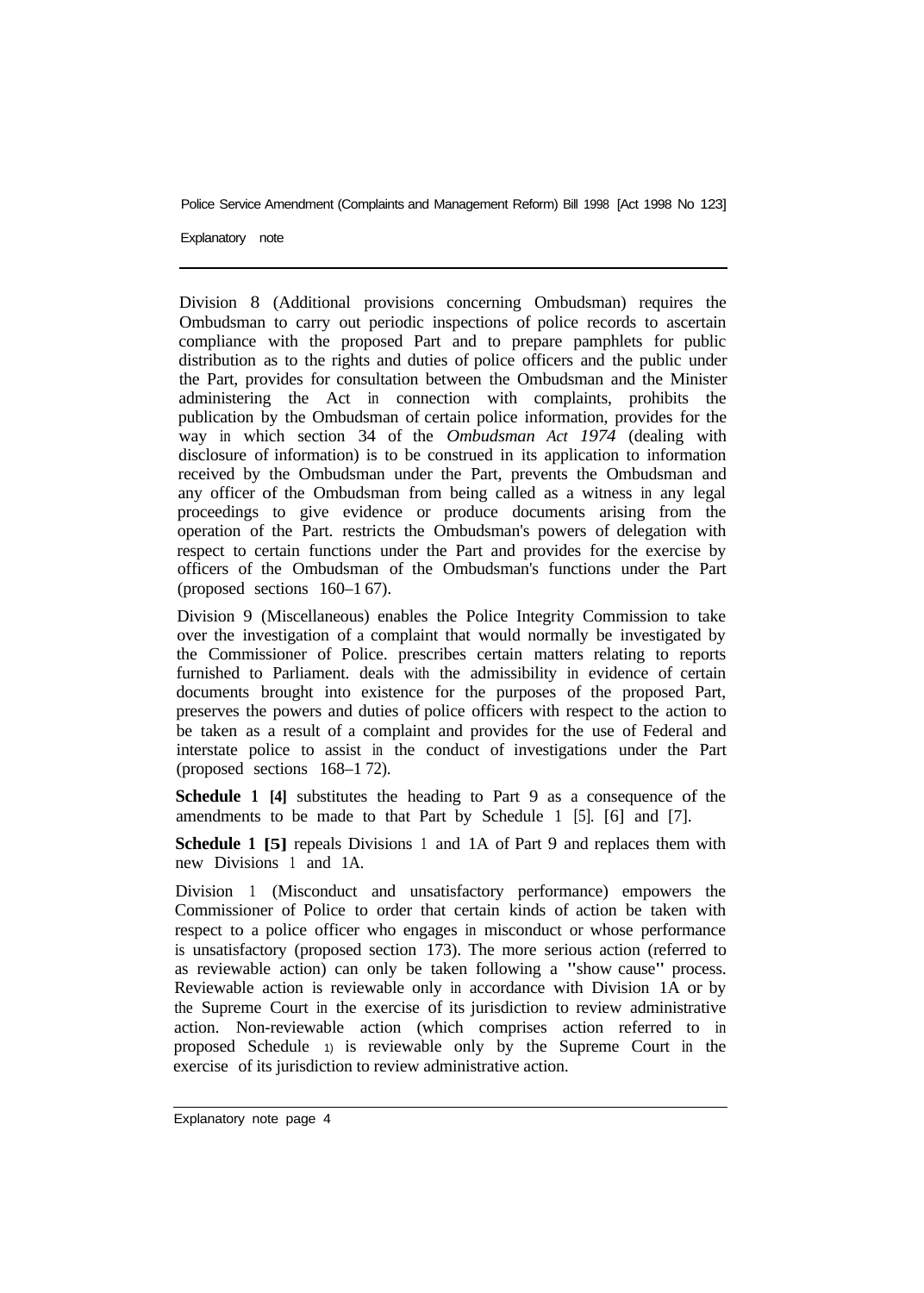Division 8 (Additional provisions concerning Ombudsman) requires the Ombudsman to carry out periodic inspections of police records to ascertain compliance with the proposed Part and to prepare pamphlets for public distribution as to the rights and duties of police officers and the public under the Part, provides for consultation between the Ombudsman and the Minister administering the Act in connection with complaints, prohibits the publication by the Ombudsman of certain police information, provides for the way in which section 34 of the *Ombudsman Act 1974* (dealing with disclosure of information) is to be construed in its application to information received by the Ombudsman under the Part, prevents the Ombudsman and any officer of the Ombudsman from being called as a witness in any legal proceedings to give evidence or produce documents arising from the operation of the Part. restricts the Ombudsman's powers of delegation with respect to certain functions under the Part and provides for the exercise by officers of the Ombudsman of the Ombudsman's functions under the Part (proposed sections 160–167).

Division 9 (Miscellaneous) enables the Police Integrity Commission to take over the investigation of a complaint that would normally be investigated by the Commissioner of Police. prescribes certain matters relating to reports furnished to Parliament. deals with the admissibility in evidence of certain documents brought into existence for the purposes of the proposed Part, preserves the powers and duties of police officers with respect to the action to be taken as a result of a complaint and provides for the use of Federal and interstate police to assist in the conduct of investigations under the Part (proposed sections 168–172).

**Schedule 1 [4]** substitutes the heading to Part 9 as a consequence of the amendments to be made to that Part by Schedule 1 [5]. [6] and [7].

**Schedule 1 [5]** repeals Divisions 1 and 1A of Part 9 and replaces them with new Divisions 1 and 1A.

Division 1 (Misconduct and unsatisfactory performance) empowers the Commissioner of Police to order that certain kinds of action be taken with respect to a police officer who engages in misconduct or whose performance is unsatisfactory (proposed section 173). The more serious action (referred to as reviewable action) can only be taken following a "show cause" process. Reviewable action is reviewable only in accordance with Division 1A or by the Supreme Court in the exercise of its jurisdiction to review administrative action. Non-reviewable action (which comprises action referred to in proposed Schedule 1) is reviewable only by the Supreme Court in the exercise of its jurisdiction to review administrative action.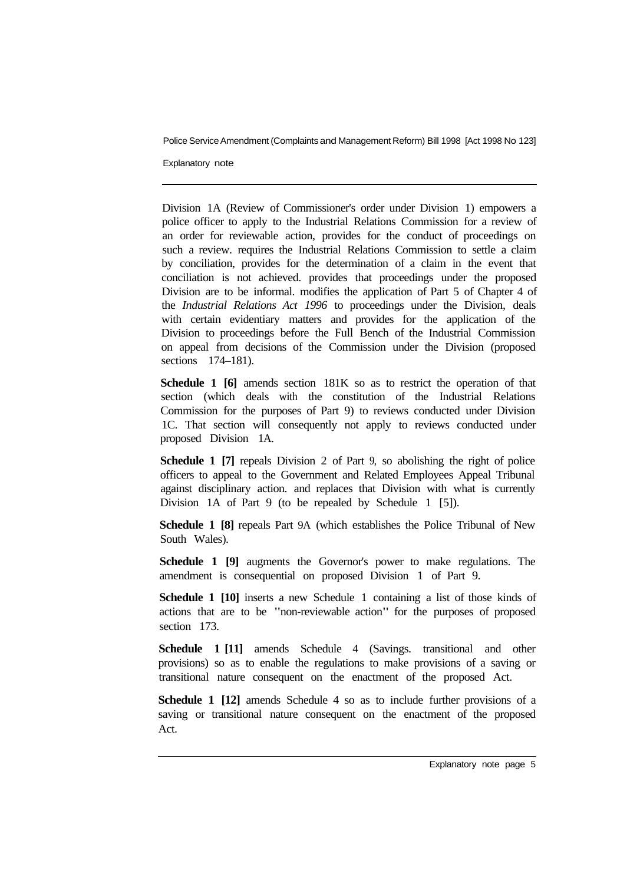Division 1A (Review of Commissioner's order under Division 1) empowers a police officer to apply to the Industrial Relations Commission for a review of an order for reviewable action, provides for the conduct of proceedings on such a review. requires the Industrial Relations Commission to settle a claim by conciliation, provides for the determination of a claim in the event that conciliation is not achieved. provides that proceedings under the proposed Division are to be informal. modifies the application of Part 5 of Chapter 4 of the *Industrial Relations Act 1996* to proceedings under the Division, deals with certain evidentiary matters and provides for the application of the Division to proceedings before the Full Bench of the Industrial Commission on appeal from decisions of the Commission under the Division (proposed sections 174–181).

**Schedule 1 [6]** amends section 181K so as to restrict the operation of that section (which deals with the constitution of the Industrial Relations Commission for the purposes of Part 9) to reviews conducted under Division 1C. That section will consequently not apply to reviews conducted under proposed Division 1A.

**Schedule 1 [7]** repeals Division 2 of Part 9, so abolishing the right of police officers to appeal to the Government and Related Employees Appeal Tribunal against disciplinary action. and replaces that Division with what is currently Division 1A of Part 9 (to be repealed by Schedule 1 [5]).

**Schedule 1 [8]** repeals Part 9A (which establishes the Police Tribunal of New South Wales).

**Schedule 1 [9]** augments the Governor's power to make regulations. The amendment is consequential on proposed Division 1 of Part 9.

**Schedule 1 [10]** inserts a new Schedule 1 containing a list of those kinds of actions that are to be "non-reviewable action" for the purposes of proposed section 173.

**Schedule 1 [11]** amends Schedule 4 (Savings. transitional and other provisions) so as to enable the regulations to make provisions of a saving or transitional nature consequent on the enactment of the proposed Act.

**Schedule 1 [12]** amends Schedule 4 so as to include further provisions of a saving or transitional nature consequent on the enactment of the proposed Act.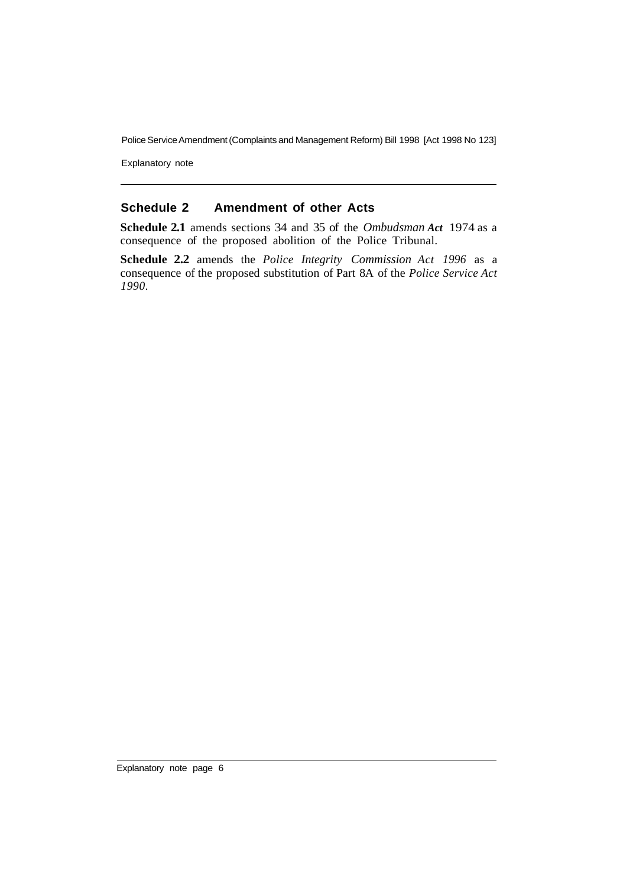## Schedule 2 Amendment of other Acts

**Schedule 2.1** amends sections 34 and 35 of the *Ombudsman Act* 1974 as a consequence of the proposed abolition of the Police Tribunal.

**Schedule 2.2** amends the *Police Integrity Commission Act 1996* as a consequence of the proposed substitution of Part 8A of the *Police Service Act 1990*.